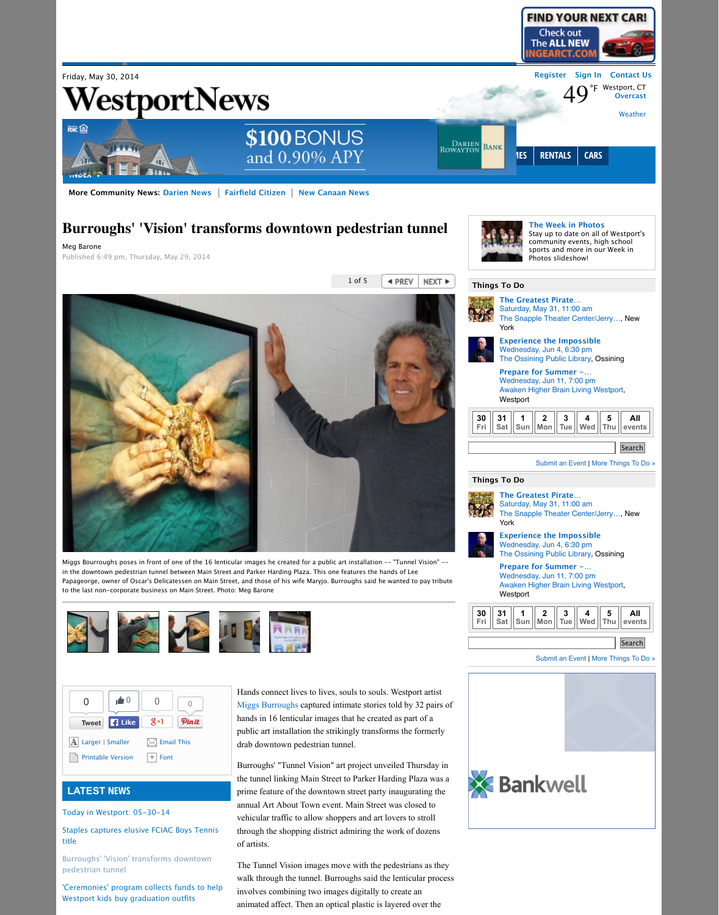Friday, May 30, 2014

# WestportNews

More Community News: Darien News | Fairfield Citizen | New Canaan News

# Burroughs' 'Vision' transforms downtown pedestrian tunnel

Meg Barone

Published 6:49 pm, Thursday, May 29, 2014

Miggs Bourroughs poses in front of one of the 16 lenticular images he created for a public art installation -- "Tunnel Vision" -- in the downtown pedestrian tunnel between Main Street and Parker Harding Plaza. This one features the hands of Lee Papageorge, owner of Oscar's Delicatessen on Main Street, and those of his wife Maryjo. Burroughs said he wanted to pay tribute to the last non-corporate business on Main Street. Photo: Meg Barone

Hands connect lives to lives, souls to souls. Westport artist Miggs Burroughs captured intimate stories told by 32 pairs of hands in 16 lenticular images that he created as part of a public art installation the strikingly transforms the formerly drab downtown pedestrian tunnel.

Burroughs' "Tunnel Vision" art project unveiled Thursday in the tunnel linking Main Street to Parker Harding Plaza was a prime feature of the downtown street party inaugurating the annual Art About Town event. Main Street was closed to vehicular traffic to allow shoppers and art lovers to stroll through the shopping district admiring the work of dozens of artists.

The Tunnel Vision images move with the pedestrians as they walk through the tunnel. Burroughs said the lenticular process involves combining two images digitally to create an animated affect. Then an optical plastic is layered over the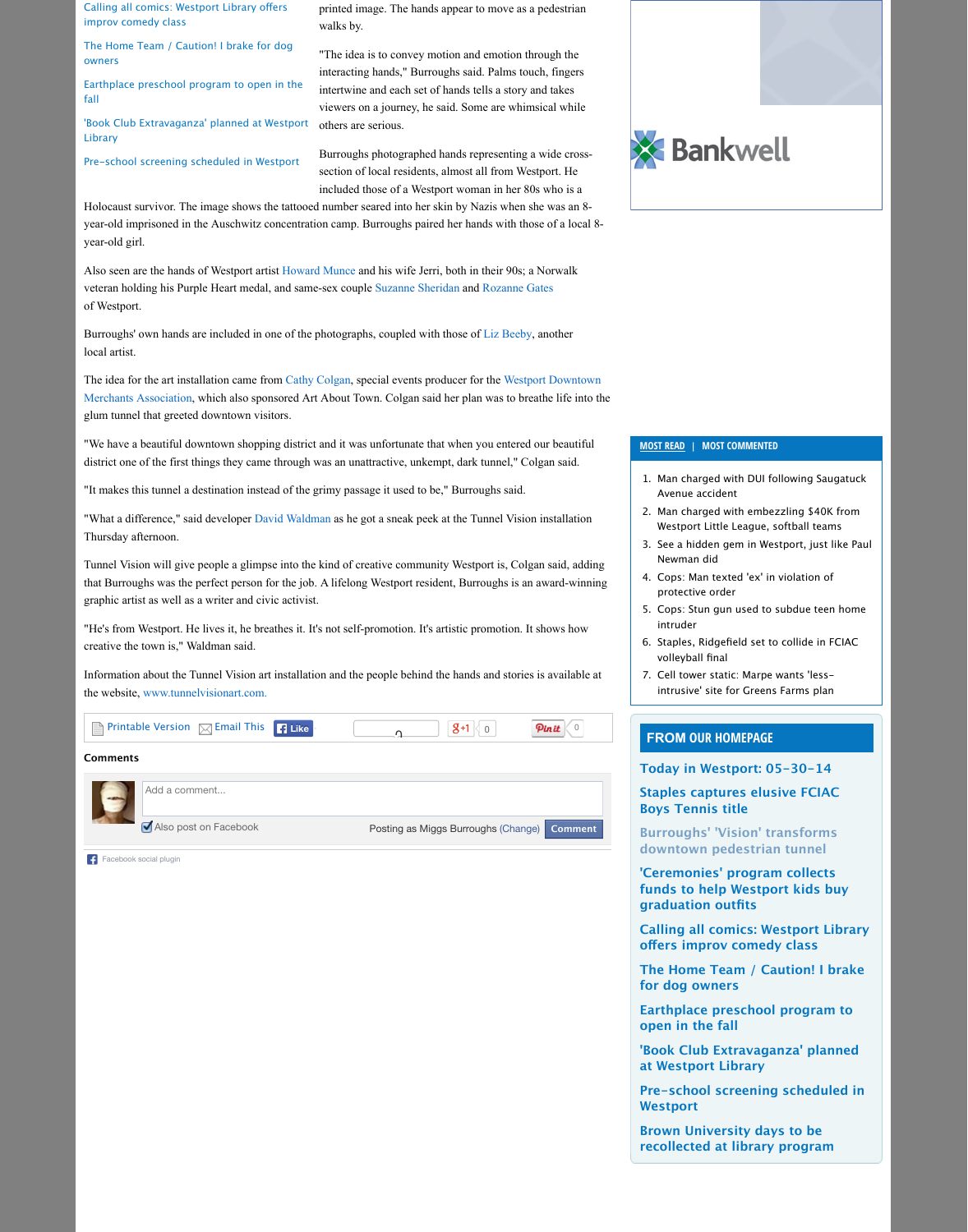- Calling all comics: Westport Library offers improv comedy class
- The Home Team / Caution! I brake for dog owners
- Earthplace preschool program to open in the fall
- 'Book Club Extravaganza' planned at Westport Library
- Pre-school screening scheduled in Westport

printed image. The hands appear to move as a pedestrian walks by.

"The idea is to convey motion and emotion through the interacting hands," Burroughs said. Palms touch, fingers intertwine and each set of hands tells a story and takes viewers on a journey, he said. Some are whimsical while others are serious.

Burroughs photographed hands representing a wide cross-section of local residents, almost all from Westport. He included those of a Westport woman in her 80s who is a Holocaust survivor. The image shows the tattooed number seared into her skin by Nazis when she was an 8-year-old imprisoned in the Auschwitz concentration camp. Burroughs paired her hands with those of a local 8-year-old girl.

Also seen are the hands of Westport artist Howard Munce and his wife Jerri, both in their 90s; a Norwalk veteran holding his Purple Heart medal, and same-sex couple Suzanne Sheridan and Rozanne Gates of Westport.

Burroughs' own hands are included in one of the photographs, coupled with those of Liz Beeby, another local artist.

The idea for the art installation came from Cathy Colgan, special events producer for the Westport Downtown Merchants Association, which also sponsored Art About Town. Colgan said her plan was to breathe life into the glum tunnel that greeted downtown visitors.

"We have a beautiful downtown shopping district and it was unfortunate that when you entered our beautiful district one of the first things they came through was an unattractive, unkempt, dark tunnel," Colgan said.

"It makes this tunnel a destination instead of the grimy passage it used to be," Burroughs said.

"What a difference," said developer David Waldman as he got a sneak peek at the Tunnel Vision installation Thursday afternoon.

Tunnel Vision will give people a glimpse into the kind of creative community Westport is, Colgan said, adding that Burroughs was the perfect person for the job. A lifelong Westport resident, Burroughs is an award-winning graphic artist as well as a writer and civic activist.

"He's from Westport. He lives it, he breathes it. It's not self-promotion. It's artistic promotion. It shows how creative the town is," Waldman said.

Information about the Tunnel Vision art installation and the people behind the hands and stories is available at the website, www.tunnelvisionart.com.

Printable Version | Email This | Like | +1 0 | Pin it 0

### Comments

Add a comment...

Also post on Facebook

Posting as Miggs Burroughs (Change) Comment

Facebook social plugin

Bankwell

**MOST READ** | **MOST COMMENTED**

1. Man charged with DUI following Saugatuck Avenue accident
2. Man charged with embezzling $40K from Westport Little League, softball teams
3. See a hidden gem in Westport, just like Paul Newman did
4. Cops: Man texted 'ex' in violation of protective order
5. Cops: Stun gun used to subdue teen home intruder
6. Staples, Ridgefield set to collide in FCIAC volleyball final
7. Cell tower static: Marpe wants 'less-intrusive' site for Greens Farms plan

## FROM OUR HOMEPAGE

- Today in Westport: 05-30-14
- Staples captures elusive FCIAC Boys Tennis title
- Burroughs' 'Vision' transforms downtown pedestrian tunnel
- 'Ceremonies' program collects funds to help Westport kids buy graduation outfits
- Calling all comics: Westport Library offers improv comedy class
- The Home Team / Caution! I brake for dog owners
- Earthplace preschool program to open in the fall
- 'Book Club Extravaganza' planned at Westport Library
- Pre-school screening scheduled in Westport
- Brown University days to be recollected at library program